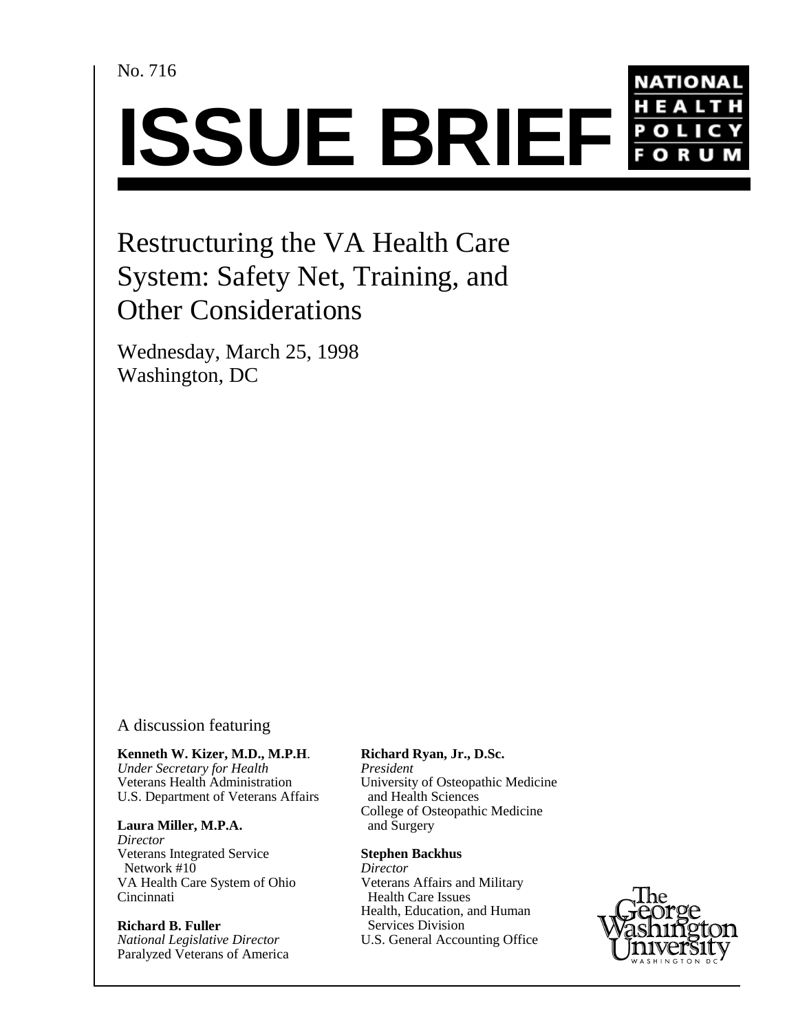No. 716

# ISSUE BRIEF

NATIONAL HEALTH POLICY FORUM

## Restructuring the VA Health Care System: Safety Net, Training, and Other Considerations

Wednesday, March 25, 1998
Washington, DC

A discussion featuring

**Kenneth W. Kizer, M.D., M.P.H.**
*Under Secretary for Health*
Veterans Health Administration
U.S. Department of Veterans Affairs

**Laura Miller, M.P.A.**
*Director*
Veterans Integrated Service Network #10
VA Health Care System of Ohio
Cincinnati

**Richard B. Fuller**
*National Legislative Director*
Paralyzed Veterans of America

**Richard Ryan, Jr., D.Sc.**
*President*
University of Osteopathic Medicine and Health Sciences
College of Osteopathic Medicine and Surgery

**Stephen Backhus**
*Director*
Veterans Affairs and Military Health Care Issues
Health, Education, and Human Services Division
U.S. General Accounting Office

The George Washington University
WASHINGTON DC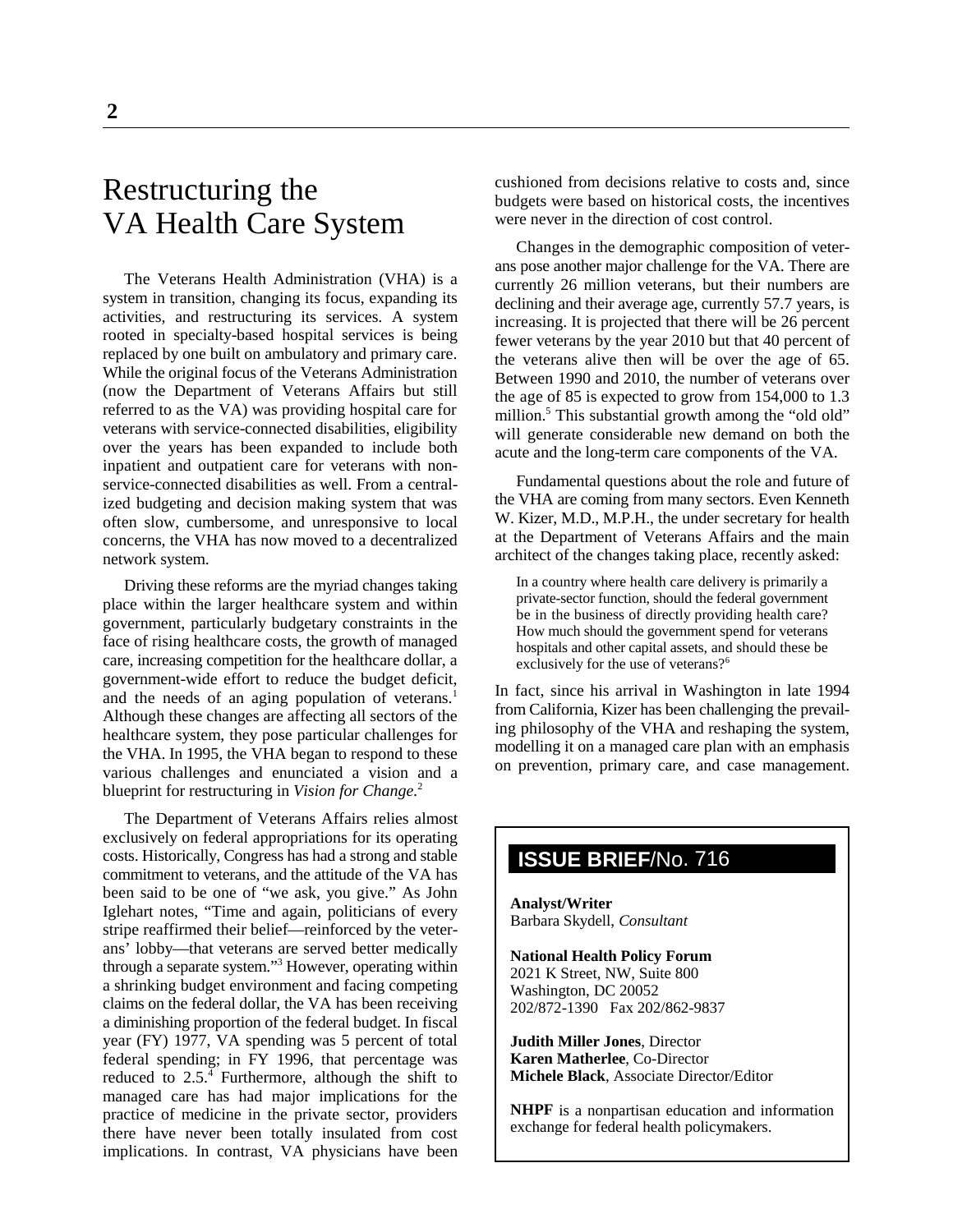# Restructuring the VA Health Care System

The Veterans Health Administration (VHA) is a system in transition, changing its focus, expanding its activities, and restructuring its services. A system rooted in specialty-based hospital services is being replaced by one built on ambulatory and primary care. While the original focus of the Veterans Administration (now the Department of Veterans Affairs but still referred to as the VA) was providing hospital care for veterans with service-connected disabilities, eligibility over the years has been expanded to include both inpatient and outpatient care for veterans with non-service-connected disabilities as well. From a centralized budgeting and decision making system that was often slow, cumbersome, and unresponsive to local concerns, the VHA has now moved to a decentralized network system.

Driving these reforms are the myriad changes taking place within the larger healthcare system and within government, particularly budgetary constraints in the face of rising healthcare costs, the growth of managed care, increasing competition for the healthcare dollar, a government-wide effort to reduce the budget deficit, and the needs of an aging population of veterans.[1] Although these changes are affecting all sectors of the healthcare system, they pose particular challenges for the VHA. In 1995, the VHA began to respond to these various challenges and enunciated a vision and a blueprint for restructuring in *Vision for Change*.[2]

The Department of Veterans Affairs relies almost exclusively on federal appropriations for its operating costs. Historically, Congress has had a strong and stable commitment to veterans, and the attitude of the VA has been said to be one of "we ask, you give." As John Iglehart notes, "Time and again, politicians of every stripe reaffirmed their belief—reinforced by the veterans' lobby—that veterans are served better medically through a separate system."[3] However, operating within a shrinking budget environment and facing competing claims on the federal dollar, the VA has been receiving a diminishing proportion of the federal budget. In fiscal year (FY) 1977, VA spending was 5 percent of total federal spending; in FY 1996, that percentage was reduced to 2.5.[4] Furthermore, although the shift to managed care has had major implications for the practice of medicine in the private sector, providers there have never been totally insulated from cost implications. In contrast, VA physicians have been cushioned from decisions relative to costs and, since budgets were based on historical costs, the incentives were never in the direction of cost control.

Changes in the demographic composition of veterans pose another major challenge for the VA. There are currently 26 million veterans, but their numbers are declining and their average age, currently 57.7 years, is increasing. It is projected that there will be 26 percent fewer veterans by the year 2010 but that 40 percent of the veterans alive then will be over the age of 65. Between 1990 and 2010, the number of veterans over the age of 85 is expected to grow from 154,000 to 1.3 million.[5] This substantial growth among the "old old" will generate considerable new demand on both the acute and the long-term care components of the VA.

Fundamental questions about the role and future of the VHA are coming from many sectors. Even Kenneth W. Kizer, M.D., M.P.H., the under secretary for health at the Department of Veterans Affairs and the main architect of the changes taking place, recently asked:

> In a country where health care delivery is primarily a private-sector function, should the federal government be in the business of directly providing health care? How much should the government spend for veterans hospitals and other capital assets, and should these be exclusively for the use of veterans?[6]

In fact, since his arrival in Washington in late 1994 from California, Kizer has been challenging the prevailing philosophy of the VHA and reshaping the system, modelling it on a managed care plan with an emphasis on prevention, primary care, and case management.

---

**ISSUE BRIEF**/No. 716

**Analyst/Writer**
Barbara Skydell, *Consultant*

**National Health Policy Forum**
2021 K Street, NW, Suite 800
Washington, DC 20052
202/872-1390 Fax 202/862-9837

**Judith Miller Jones**, Director
**Karen Matherlee**, Co-Director
**Michele Black**, Associate Director/Editor

**NHPF** is a nonpartisan education and information exchange for federal health policymakers.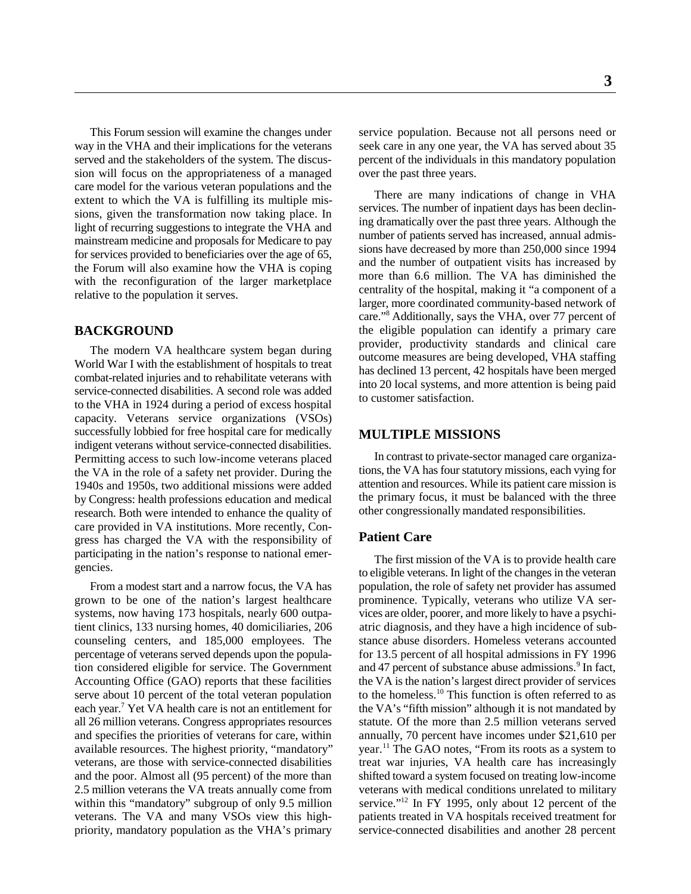This Forum session will examine the changes under way in the VHA and their implications for the veterans served and the stakeholders of the system. The discussion will focus on the appropriateness of a managed care model for the various veteran populations and the extent to which the VA is fulfilling its multiple missions, given the transformation now taking place. In light of recurring suggestions to integrate the VHA and mainstream medicine and proposals for Medicare to pay for services provided to beneficiaries over the age of 65, the Forum will also examine how the VHA is coping with the reconfiguration of the larger marketplace relative to the population it serves.

## BACKGROUND

The modern VA healthcare system began during World War I with the establishment of hospitals to treat combat-related injuries and to rehabilitate veterans with service-connected disabilities. A second role was added to the VHA in 1924 during a period of excess hospital capacity. Veterans service organizations (VSOs) successfully lobbied for free hospital care for medically indigent veterans without service-connected disabilities. Permitting access to such low-income veterans placed the VA in the role of a safety net provider. During the 1940s and 1950s, two additional missions were added by Congress: health professions education and medical research. Both were intended to enhance the quality of care provided in VA institutions. More recently, Congress has charged the VA with the responsibility of participating in the nation's response to national emergencies.

From a modest start and a narrow focus, the VA has grown to be one of the nation's largest healthcare systems, now having 173 hospitals, nearly 600 outpatient clinics, 133 nursing homes, 40 domiciliaries, 206 counseling centers, and 185,000 employees. The percentage of veterans served depends upon the population considered eligible for service. The Government Accounting Office (GAO) reports that these facilities serve about 10 percent of the total veteran population each year.[7] Yet VA health care is not an entitlement for all 26 million veterans. Congress appropriates resources and specifies the priorities of veterans for care, within available resources. The highest priority, "mandatory" veterans, are those with service-connected disabilities and the poor. Almost all (95 percent) of the more than 2.5 million veterans the VA treats annually come from within this "mandatory" subgroup of only 9.5 million veterans. The VA and many VSOs view this high-priority, mandatory population as the VHA's primary service population. Because not all persons need or seek care in any one year, the VA has served about 35 percent of the individuals in this mandatory population over the past three years.

There are many indications of change in VHA services. The number of inpatient days has been declining dramatically over the past three years. Although the number of patients served has increased, annual admissions have decreased by more than 250,000 since 1994 and the number of outpatient visits has increased by more than 6.6 million. The VA has diminished the centrality of the hospital, making it "a component of a larger, more coordinated community-based network of care."[8] Additionally, says the VHA, over 77 percent of the eligible population can identify a primary care provider, productivity standards and clinical care outcome measures are being developed, VHA staffing has declined 13 percent, 42 hospitals have been merged into 20 local systems, and more attention is being paid to customer satisfaction.

## MULTIPLE MISSIONS

In contrast to private-sector managed care organizations, the VA has four statutory missions, each vying for attention and resources. While its patient care mission is the primary focus, it must be balanced with the three other congressionally mandated responsibilities.

### Patient Care

The first mission of the VA is to provide health care to eligible veterans. In light of the changes in the veteran population, the role of safety net provider has assumed prominence. Typically, veterans who utilize VA services are older, poorer, and more likely to have a psychiatric diagnosis, and they have a high incidence of substance abuse disorders. Homeless veterans accounted for 13.5 percent of all hospital admissions in FY 1996 and 47 percent of substance abuse admissions.[9] In fact, the VA is the nation's largest direct provider of services to the homeless.[10] This function is often referred to as the VA's "fifth mission" although it is not mandated by statute. Of the more than 2.5 million veterans served annually, 70 percent have incomes under $21,610 per year.[11] The GAO notes, "From its roots as a system to treat war injuries, VA health care has increasingly shifted toward a system focused on treating low-income veterans with medical conditions unrelated to military service."[12] In FY 1995, only about 12 percent of the patients treated in VA hospitals received treatment for service-connected disabilities and another 28 percent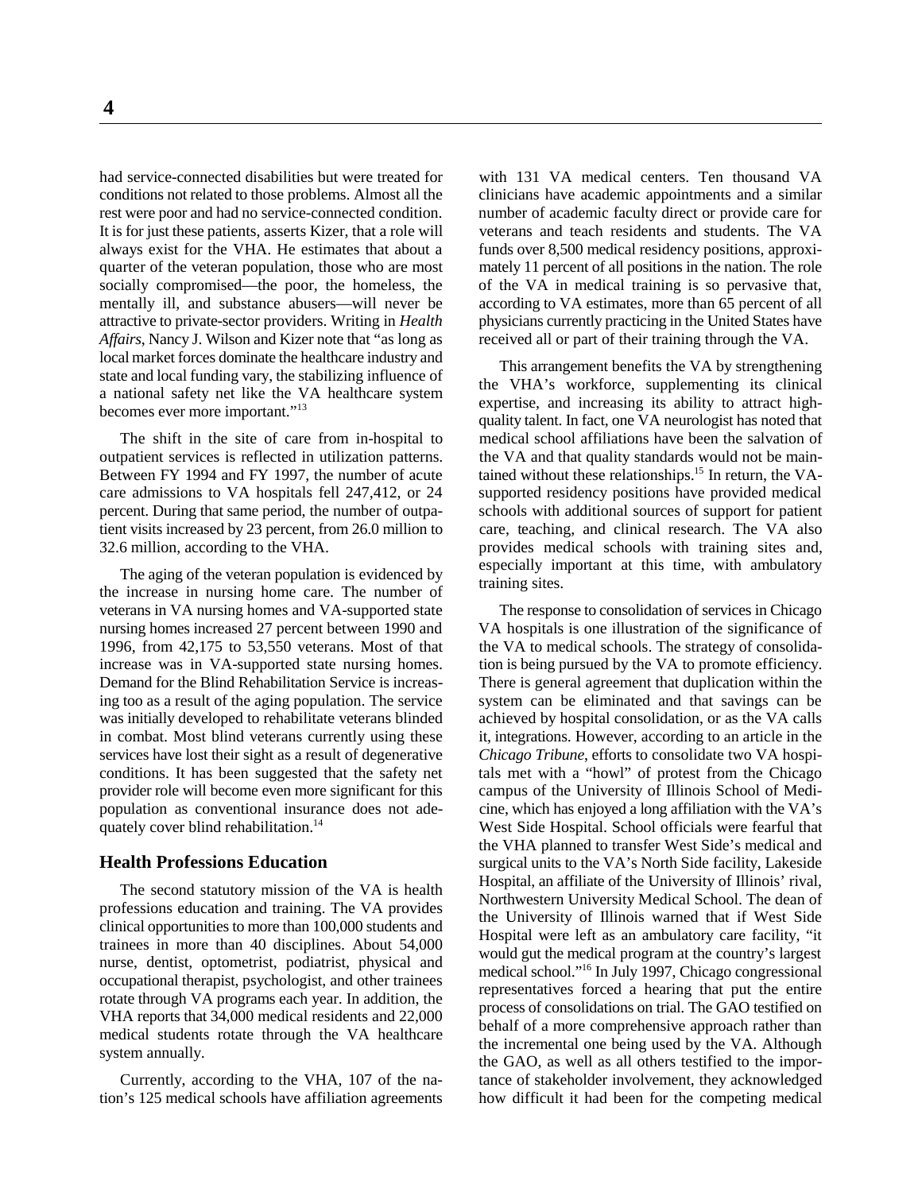had service-connected disabilities but were treated for conditions not related to those problems. Almost all the rest were poor and had no service-connected condition. It is for just these patients, asserts Kizer, that a role will always exist for the VHA. He estimates that about a quarter of the veteran population, those who are most socially compromised—the poor, the homeless, the mentally ill, and substance abusers—will never be attractive to private-sector providers. Writing in *Health Affairs*, Nancy J. Wilson and Kizer note that "as long as local market forces dominate the healthcare industry and state and local funding vary, the stabilizing influence of a national safety net like the VA healthcare system becomes ever more important."[13]

The shift in the site of care from in-hospital to outpatient services is reflected in utilization patterns. Between FY 1994 and FY 1997, the number of acute care admissions to VA hospitals fell 247,412, or 24 percent. During that same period, the number of outpatient visits increased by 23 percent, from 26.0 million to 32.6 million, according to the VHA.

The aging of the veteran population is evidenced by the increase in nursing home care. The number of veterans in VA nursing homes and VA-supported state nursing homes increased 27 percent between 1990 and 1996, from 42,175 to 53,550 veterans. Most of that increase was in VA-supported state nursing homes. Demand for the Blind Rehabilitation Service is increasing too as a result of the aging population. The service was initially developed to rehabilitate veterans blinded in combat. Most blind veterans currently using these services have lost their sight as a result of degenerative conditions. It has been suggested that the safety net provider role will become even more significant for this population as conventional insurance does not adequately cover blind rehabilitation.[14]

## Health Professions Education

The second statutory mission of the VA is health professions education and training. The VA provides clinical opportunities to more than 100,000 students and trainees in more than 40 disciplines. About 54,000 nurse, dentist, optometrist, podiatrist, physical and occupational therapist, psychologist, and other trainees rotate through VA programs each year. In addition, the VHA reports that 34,000 medical residents and 22,000 medical students rotate through the VA healthcare system annually.

Currently, according to the VHA, 107 of the nation's 125 medical schools have affiliation agreements with 131 VA medical centers. Ten thousand VA clinicians have academic appointments and a similar number of academic faculty direct or provide care for veterans and teach residents and students. The VA funds over 8,500 medical residency positions, approximately 11 percent of all positions in the nation. The role of the VA in medical training is so pervasive that, according to VA estimates, more than 65 percent of all physicians currently practicing in the United States have received all or part of their training through the VA.

This arrangement benefits the VA by strengthening the VHA's workforce, supplementing its clinical expertise, and increasing its ability to attract high-quality talent. In fact, one VA neurologist has noted that medical school affiliations have been the salvation of the VA and that quality standards would not be maintained without these relationships.[15] In return, the VA-supported residency positions have provided medical schools with additional sources of support for patient care, teaching, and clinical research. The VA also provides medical schools with training sites and, especially important at this time, with ambulatory training sites.

The response to consolidation of services in Chicago VA hospitals is one illustration of the significance of the VA to medical schools. The strategy of consolidation is being pursued by the VA to promote efficiency. There is general agreement that duplication within the system can be eliminated and that savings can be achieved by hospital consolidation, or as the VA calls it, integrations. However, according to an article in the *Chicago Tribune*, efforts to consolidate two VA hospitals met with a "howl" of protest from the Chicago campus of the University of Illinois School of Medicine, which has enjoyed a long affiliation with the VA's West Side Hospital. School officials were fearful that the VHA planned to transfer West Side's medical and surgical units to the VA's North Side facility, Lakeside Hospital, an affiliate of the University of Illinois' rival, Northwestern University Medical School. The dean of the University of Illinois warned that if West Side Hospital were left as an ambulatory care facility, "it would gut the medical program at the country's largest medical school."[16] In July 1997, Chicago congressional representatives forced a hearing that put the entire process of consolidations on trial. The GAO testified on behalf of a more comprehensive approach rather than the incremental one being used by the VA. Although the GAO, as well as all others testified to the importance of stakeholder involvement, they acknowledged how difficult it had been for the competing medical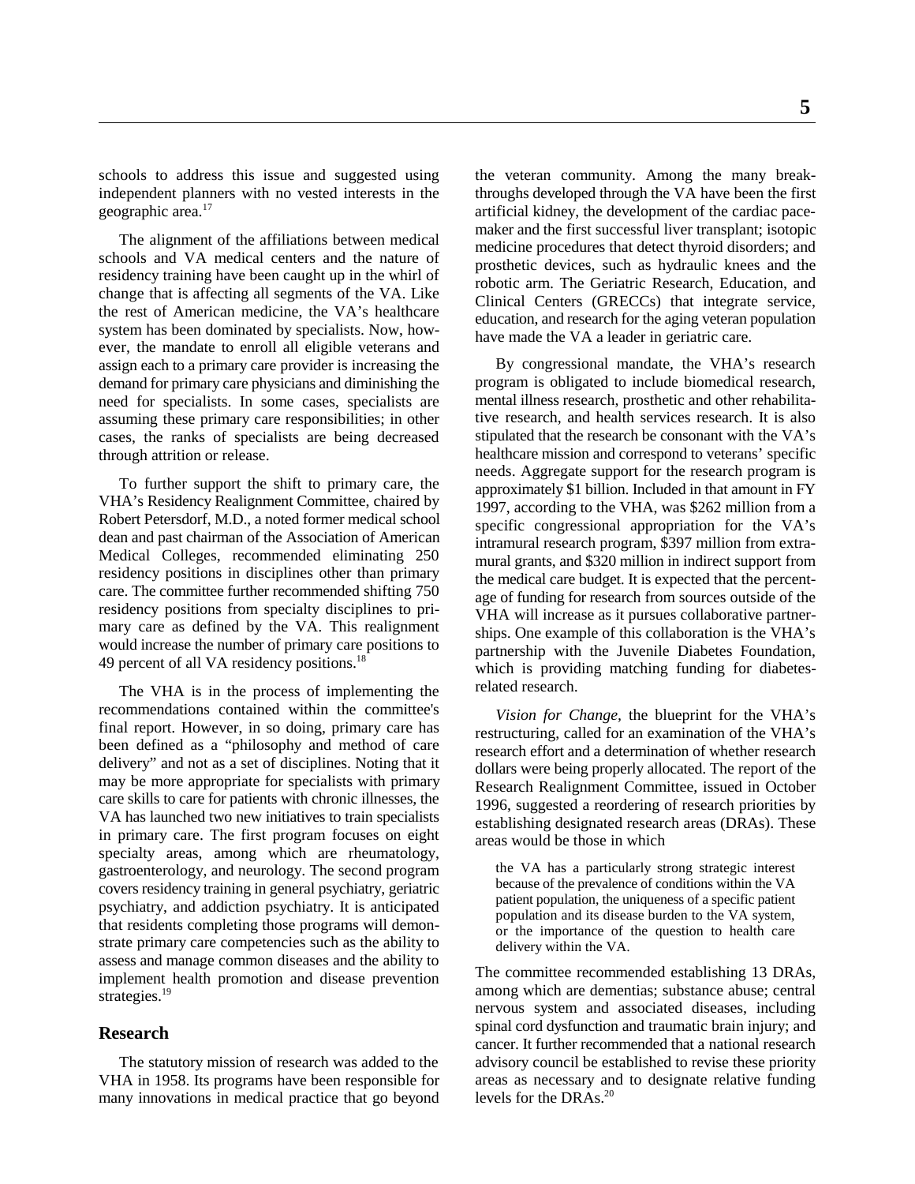schools to address this issue and suggested using independent planners with no vested interests in the geographic area.[17]

The alignment of the affiliations between medical schools and VA medical centers and the nature of residency training have been caught up in the whirl of change that is affecting all segments of the VA. Like the rest of American medicine, the VA's healthcare system has been dominated by specialists. Now, however, the mandate to enroll all eligible veterans and assign each to a primary care provider is increasing the demand for primary care physicians and diminishing the need for specialists. In some cases, specialists are assuming these primary care responsibilities; in other cases, the ranks of specialists are being decreased through attrition or release.

To further support the shift to primary care, the VHA's Residency Realignment Committee, chaired by Robert Petersdorf, M.D., a noted former medical school dean and past chairman of the Association of American Medical Colleges, recommended eliminating 250 residency positions in disciplines other than primary care. The committee further recommended shifting 750 residency positions from specialty disciplines to primary care as defined by the VA. This realignment would increase the number of primary care positions to 49 percent of all VA residency positions.[18]

The VHA is in the process of implementing the recommendations contained within the committee's final report. However, in so doing, primary care has been defined as a "philosophy and method of care delivery" and not as a set of disciplines. Noting that it may be more appropriate for specialists with primary care skills to care for patients with chronic illnesses, the VA has launched two new initiatives to train specialists in primary care. The first program focuses on eight specialty areas, among which are rheumatology, gastroenterology, and neurology. The second program covers residency training in general psychiatry, geriatric psychiatry, and addiction psychiatry. It is anticipated that residents completing those programs will demonstrate primary care competencies such as the ability to assess and manage common diseases and the ability to implement health promotion and disease prevention strategies.[19]

## Research

The statutory mission of research was added to the VHA in 1958. Its programs have been responsible for many innovations in medical practice that go beyond the veteran community. Among the many breakthroughs developed through the VA have been the first artificial kidney, the development of the cardiac pacemaker and the first successful liver transplant; isotopic medicine procedures that detect thyroid disorders; and prosthetic devices, such as hydraulic knees and the robotic arm. The Geriatric Research, Education, and Clinical Centers (GRECCs) that integrate service, education, and research for the aging veteran population have made the VA a leader in geriatric care.

By congressional mandate, the VHA's research program is obligated to include biomedical research, mental illness research, prosthetic and other rehabilitative research, and health services research. It is also stipulated that the research be consonant with the VA's healthcare mission and correspond to veterans' specific needs. Aggregate support for the research program is approximately $1 billion. Included in that amount in FY 1997, according to the VHA, was $262 million from a specific congressional appropriation for the VA's intramural research program, $397 million from extramural grants, and $320 million in indirect support from the medical care budget. It is expected that the percentage of funding for research from sources outside of the VHA will increase as it pursues collaborative partnerships. One example of this collaboration is the VHA's partnership with the Juvenile Diabetes Foundation, which is providing matching funding for diabetes-related research.

*Vision for Change*, the blueprint for the VHA's restructuring, called for an examination of the VHA's research effort and a determination of whether research dollars were being properly allocated. The report of the Research Realignment Committee, issued in October 1996, suggested a reordering of research priorities by establishing designated research areas (DRAs). These areas would be those in which

> the VA has a particularly strong strategic interest because of the prevalence of conditions within the VA patient population, the uniqueness of a specific patient population and its disease burden to the VA system, or the importance of the question to health care delivery within the VA.

The committee recommended establishing 13 DRAs, among which are dementias; substance abuse; central nervous system and associated diseases, including spinal cord dysfunction and traumatic brain injury; and cancer. It further recommended that a national research advisory council be established to revise these priority areas as necessary and to designate relative funding levels for the DRAs.[20]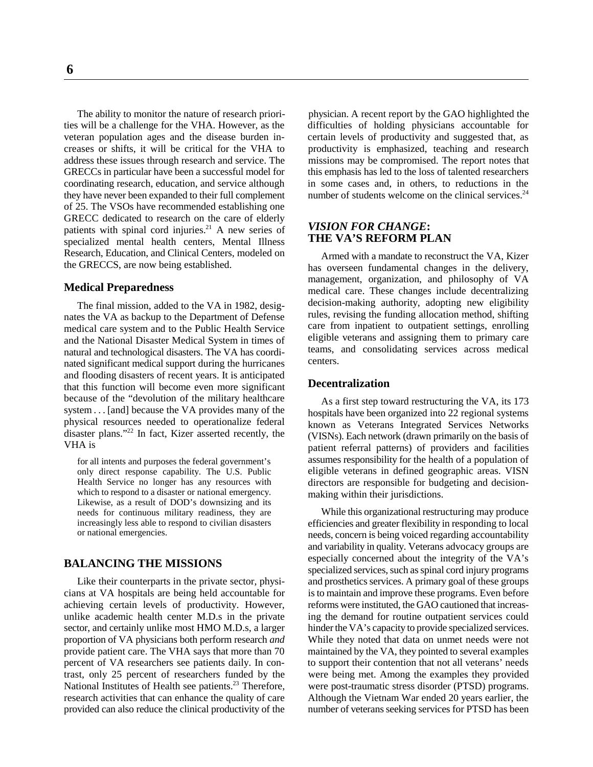The ability to monitor the nature of research priorities will be a challenge for the VHA. However, as the veteran population ages and the disease burden increases or shifts, it will be critical for the VHA to address these issues through research and service. The GRECCs in particular have been a successful model for coordinating research, education, and service although they have never been expanded to their full complement of 25. The VSOs have recommended establishing one GRECC dedicated to research on the care of elderly patients with spinal cord injuries.[21] A new series of specialized mental health centers, Mental Illness Research, Education, and Clinical Centers, modeled on the GRECCS, are now being established.

### Medical Preparedness

The final mission, added to the VA in 1982, designates the VA as backup to the Department of Defense medical care system and to the Public Health Service and the National Disaster Medical System in times of natural and technological disasters. The VA has coordinated significant medical support during the hurricanes and flooding disasters of recent years. It is anticipated that this function will become even more significant because of the "devolution of the military healthcare system . . . [and] because the VA provides many of the physical resources needed to operationalize federal disaster plans."[22] In fact, Kizer asserted recently, the VHA is

> for all intents and purposes the federal government's only direct response capability. The U.S. Public Health Service no longer has any resources with which to respond to a disaster or national emergency. Likewise, as a result of DOD's downsizing and its needs for continuous military readiness, they are increasingly less able to respond to civilian disasters or national emergencies.

## BALANCING THE MISSIONS

Like their counterparts in the private sector, physicians at VA hospitals are being held accountable for achieving certain levels of productivity. However, unlike academic health center M.D.s in the private sector, and certainly unlike most HMO M.D.s, a larger proportion of VA physicians both perform research *and* provide patient care. The VHA says that more than 70 percent of VA researchers see patients daily. In contrast, only 25 percent of researchers funded by the National Institutes of Health see patients.[23] Therefore, research activities that can enhance the quality of care provided can also reduce the clinical productivity of the physician. A recent report by the GAO highlighted the difficulties of holding physicians accountable for certain levels of productivity and suggested that, as productivity is emphasized, teaching and research missions may be compromised. The report notes that this emphasis has led to the loss of talented researchers in some cases and, in others, to reductions in the number of students welcome on the clinical services.[24]

## *VISION FOR CHANGE*: THE VA'S REFORM PLAN

Armed with a mandate to reconstruct the VA, Kizer has overseen fundamental changes in the delivery, management, organization, and philosophy of VA medical care. These changes include decentralizing decision-making authority, adopting new eligibility rules, revising the funding allocation method, shifting care from inpatient to outpatient settings, enrolling eligible veterans and assigning them to primary care teams, and consolidating services across medical centers.

### Decentralization

As a first step toward restructuring the VA, its 173 hospitals have been organized into 22 regional systems known as Veterans Integrated Services Networks (VISNs). Each network (drawn primarily on the basis of patient referral patterns) of providers and facilities assumes responsibility for the health of a population of eligible veterans in defined geographic areas. VISN directors are responsible for budgeting and decision-making within their jurisdictions.

While this organizational restructuring may produce efficiencies and greater flexibility in responding to local needs, concern is being voiced regarding accountability and variability in quality. Veterans advocacy groups are especially concerned about the integrity of the VA's specialized services, such as spinal cord injury programs and prosthetics services. A primary goal of these groups is to maintain and improve these programs. Even before reforms were instituted, the GAO cautioned that increasing the demand for routine outpatient services could hinder the VA's capacity to provide specialized services. While they noted that data on unmet needs were not maintained by the VA, they pointed to several examples to support their contention that not all veterans' needs were being met. Among the examples they provided were post-traumatic stress disorder (PTSD) programs. Although the Vietnam War ended 20 years earlier, the number of veterans seeking services for PTSD has been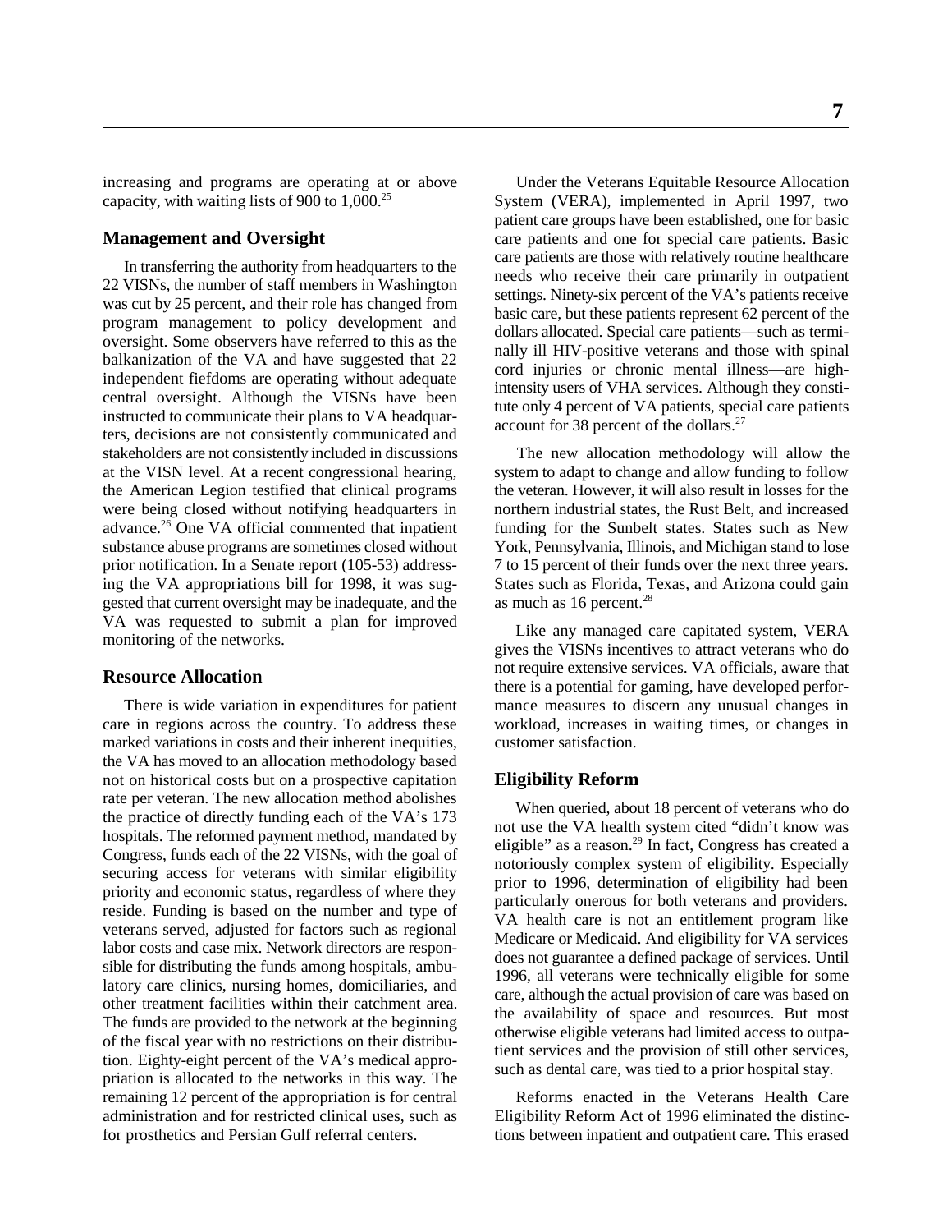increasing and programs are operating at or above capacity, with waiting lists of 900 to 1,000.[25]

## Management and Oversight

In transferring the authority from headquarters to the 22 VISNs, the number of staff members in Washington was cut by 25 percent, and their role has changed from program management to policy development and oversight. Some observers have referred to this as the balkanization of the VA and have suggested that 22 independent fiefdoms are operating without adequate central oversight. Although the VISNs have been instructed to communicate their plans to VA headquarters, decisions are not consistently communicated and stakeholders are not consistently included in discussions at the VISN level. At a recent congressional hearing, the American Legion testified that clinical programs were being closed without notifying headquarters in advance.[26] One VA official commented that inpatient substance abuse programs are sometimes closed without prior notification. In a Senate report (105-53) addressing the VA appropriations bill for 1998, it was suggested that current oversight may be inadequate, and the VA was requested to submit a plan for improved monitoring of the networks.

## Resource Allocation

There is wide variation in expenditures for patient care in regions across the country. To address these marked variations in costs and their inherent inequities, the VA has moved to an allocation methodology based not on historical costs but on a prospective capitation rate per veteran. The new allocation method abolishes the practice of directly funding each of the VA's 173 hospitals. The reformed payment method, mandated by Congress, funds each of the 22 VISNs, with the goal of securing access for veterans with similar eligibility priority and economic status, regardless of where they reside. Funding is based on the number and type of veterans served, adjusted for factors such as regional labor costs and case mix. Network directors are responsible for distributing the funds among hospitals, ambulatory care clinics, nursing homes, domiciliaries, and other treatment facilities within their catchment area. The funds are provided to the network at the beginning of the fiscal year with no restrictions on their distribution. Eighty-eight percent of the VA's medical appropriation is allocated to the networks in this way. The remaining 12 percent of the appropriation is for central administration and for restricted clinical uses, such as for prosthetics and Persian Gulf referral centers.

Under the Veterans Equitable Resource Allocation System (VERA), implemented in April 1997, two patient care groups have been established, one for basic care patients and one for special care patients. Basic care patients are those with relatively routine healthcare needs who receive their care primarily in outpatient settings. Ninety-six percent of the VA's patients receive basic care, but these patients represent 62 percent of the dollars allocated. Special care patients—such as terminally ill HIV-positive veterans and those with spinal cord injuries or chronic mental illness—are high-intensity users of VHA services. Although they constitute only 4 percent of VA patients, special care patients account for 38 percent of the dollars.[27]

The new allocation methodology will allow the system to adapt to change and allow funding to follow the veteran. However, it will also result in losses for the northern industrial states, the Rust Belt, and increased funding for the Sunbelt states. States such as New York, Pennsylvania, Illinois, and Michigan stand to lose 7 to 15 percent of their funds over the next three years. States such as Florida, Texas, and Arizona could gain as much as 16 percent.[28]

Like any managed care capitated system, VERA gives the VISNs incentives to attract veterans who do not require extensive services. VA officials, aware that there is a potential for gaming, have developed performance measures to discern any unusual changes in workload, increases in waiting times, or changes in customer satisfaction.

## Eligibility Reform

When queried, about 18 percent of veterans who do not use the VA health system cited "didn't know was eligible" as a reason.[29] In fact, Congress has created a notoriously complex system of eligibility. Especially prior to 1996, determination of eligibility had been particularly onerous for both veterans and providers. VA health care is not an entitlement program like Medicare or Medicaid. And eligibility for VA services does not guarantee a defined package of services. Until 1996, all veterans were technically eligible for some care, although the actual provision of care was based on the availability of space and resources. But most otherwise eligible veterans had limited access to outpatient services and the provision of still other services, such as dental care, was tied to a prior hospital stay.

Reforms enacted in the Veterans Health Care Eligibility Reform Act of 1996 eliminated the distinctions between inpatient and outpatient care. This erased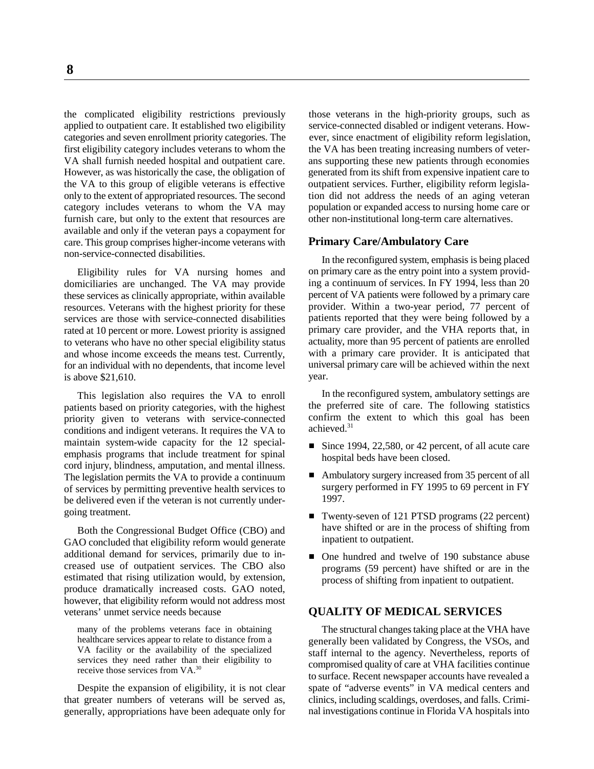the complicated eligibility restrictions previously applied to outpatient care. It established two eligibility categories and seven enrollment priority categories. The first eligibility category includes veterans to whom the VA shall furnish needed hospital and outpatient care. However, as was historically the case, the obligation of the VA to this group of eligible veterans is effective only to the extent of appropriated resources. The second category includes veterans to whom the VA may furnish care, but only to the extent that resources are available and only if the veteran pays a copayment for care. This group comprises higher-income veterans with non-service-connected disabilities.

Eligibility rules for VA nursing homes and domiciliaries are unchanged. The VA may provide these services as clinically appropriate, within available resources. Veterans with the highest priority for these services are those with service-connected disabilities rated at 10 percent or more. Lowest priority is assigned to veterans who have no other special eligibility status and whose income exceeds the means test. Currently, for an individual with no dependents, that income level is above $21,610.

This legislation also requires the VA to enroll patients based on priority categories, with the highest priority given to veterans with service-connected conditions and indigent veterans. It requires the VA to maintain system-wide capacity for the 12 special-emphasis programs that include treatment for spinal cord injury, blindness, amputation, and mental illness. The legislation permits the VA to provide a continuum of services by permitting preventive health services to be delivered even if the veteran is not currently undergoing treatment.

Both the Congressional Budget Office (CBO) and GAO concluded that eligibility reform would generate additional demand for services, primarily due to increased use of outpatient services. The CBO also estimated that rising utilization would, by extension, produce dramatically increased costs. GAO noted, however, that eligibility reform would not address most veterans' unmet service needs because

> many of the problems veterans face in obtaining healthcare services appear to relate to distance from a VA facility or the availability of the specialized services they need rather than their eligibility to receive those services from VA.[30]

Despite the expansion of eligibility, it is not clear that greater numbers of veterans will be served as, generally, appropriations have been adequate only for those veterans in the high-priority groups, such as service-connected disabled or indigent veterans. However, since enactment of eligibility reform legislation, the VA has been treating increasing numbers of veterans supporting these new patients through economies generated from its shift from expensive inpatient care to outpatient services. Further, eligibility reform legislation did not address the needs of an aging veteran population or expanded access to nursing home care or other non-institutional long-term care alternatives.

### Primary Care/Ambulatory Care

In the reconfigured system, emphasis is being placed on primary care as the entry point into a system providing a continuum of services. In FY 1994, less than 20 percent of VA patients were followed by a primary care provider. Within a two-year period, 77 percent of patients reported that they were being followed by a primary care provider, and the VHA reports that, in actuality, more than 95 percent of patients are enrolled with a primary care provider. It is anticipated that universal primary care will be achieved within the next year.

In the reconfigured system, ambulatory settings are the preferred site of care. The following statistics confirm the extent to which this goal has been achieved.[31]

- Since 1994, 22,580, or 42 percent, of all acute care hospital beds have been closed.
- Ambulatory surgery increased from 35 percent of all surgery performed in FY 1995 to 69 percent in FY 1997.
- Twenty-seven of 121 PTSD programs (22 percent) have shifted or are in the process of shifting from inpatient to outpatient.
- One hundred and twelve of 190 substance abuse programs (59 percent) have shifted or are in the process of shifting from inpatient to outpatient.

## QUALITY OF MEDICAL SERVICES

The structural changes taking place at the VHA have generally been validated by Congress, the VSOs, and staff internal to the agency. Nevertheless, reports of compromised quality of care at VHA facilities continue to surface. Recent newspaper accounts have revealed a spate of "adverse events" in VA medical centers and clinics, including scaldings, overdoses, and falls. Criminal investigations continue in Florida VA hospitals into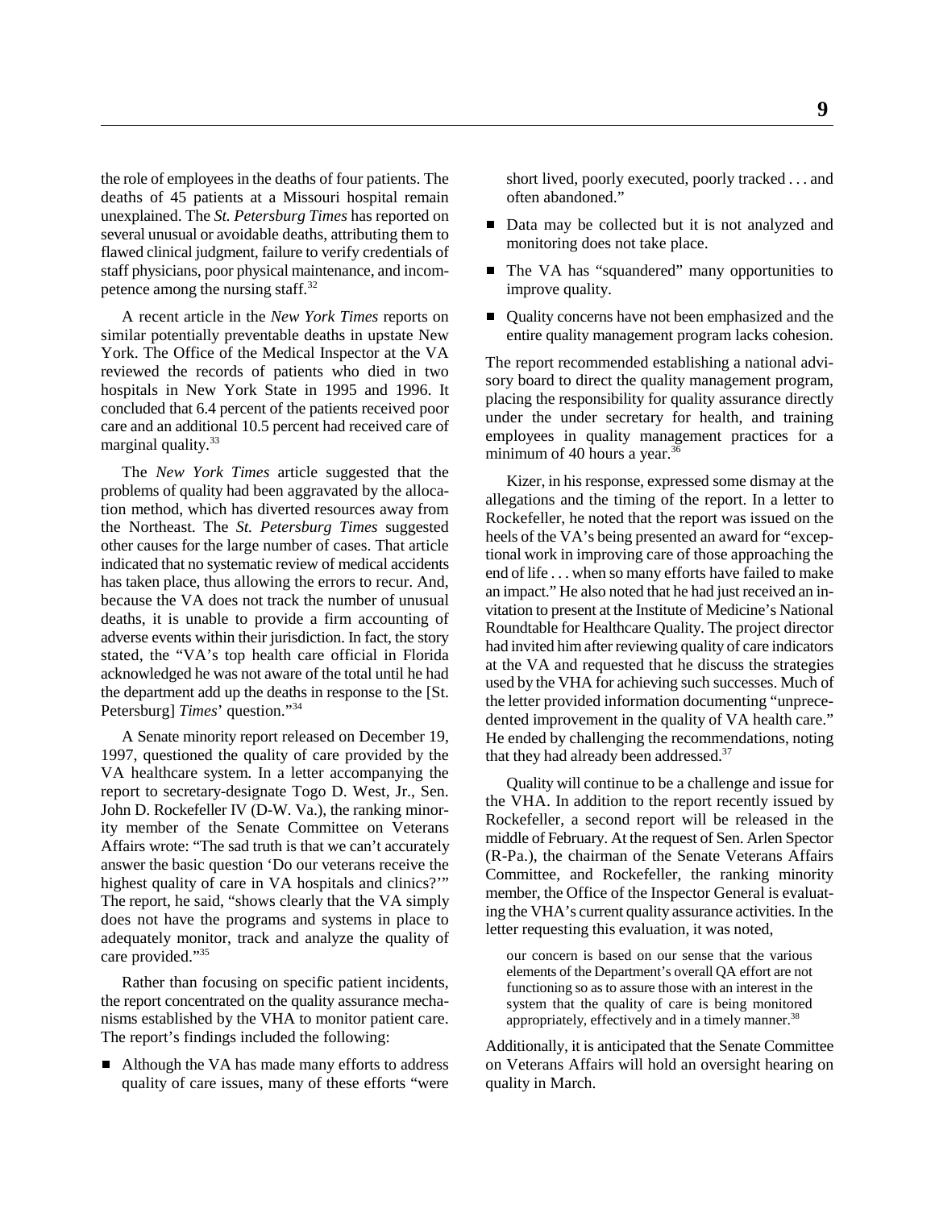the role of employees in the deaths of four patients. The deaths of 45 patients at a Missouri hospital remain unexplained. The *St. Petersburg Times* has reported on several unusual or avoidable deaths, attributing them to flawed clinical judgment, failure to verify credentials of staff physicians, poor physical maintenance, and incompetence among the nursing staff.[32]

A recent article in the *New York Times* reports on similar potentially preventable deaths in upstate New York. The Office of the Medical Inspector at the VA reviewed the records of patients who died in two hospitals in New York State in 1995 and 1996. It concluded that 6.4 percent of the patients received poor care and an additional 10.5 percent had received care of marginal quality.[33]

The *New York Times* article suggested that the problems of quality had been aggravated by the allocation method, which has diverted resources away from the Northeast. The *St. Petersburg Times* suggested other causes for the large number of cases. That article indicated that no systematic review of medical accidents has taken place, thus allowing the errors to recur. And, because the VA does not track the number of unusual deaths, it is unable to provide a firm accounting of adverse events within their jurisdiction. In fact, the story stated, the "VA's top health care official in Florida acknowledged he was not aware of the total until he had the department add up the deaths in response to the [St. Petersburg] *Times*' question."[34]

A Senate minority report released on December 19, 1997, questioned the quality of care provided by the VA healthcare system. In a letter accompanying the report to secretary-designate Togo D. West, Jr., Sen. John D. Rockefeller IV (D-W. Va.), the ranking minority member of the Senate Committee on Veterans Affairs wrote: "The sad truth is that we can't accurately answer the basic question 'Do our veterans receive the highest quality of care in VA hospitals and clinics?'" The report, he said, "shows clearly that the VA simply does not have the programs and systems in place to adequately monitor, track and analyze the quality of care provided."[35]

Rather than focusing on specific patient incidents, the report concentrated on the quality assurance mechanisms established by the VHA to monitor patient care. The report's findings included the following:

- Although the VA has made many efforts to address quality of care issues, many of these efforts "were short lived, poorly executed, poorly tracked . . . and often abandoned."
- Data may be collected but it is not analyzed and monitoring does not take place.
- The VA has "squandered" many opportunities to improve quality.
- Quality concerns have not been emphasized and the entire quality management program lacks cohesion.

The report recommended establishing a national advisory board to direct the quality management program, placing the responsibility for quality assurance directly under the under secretary for health, and training employees in quality management practices for a minimum of 40 hours a year.[36]

Kizer, in his response, expressed some dismay at the allegations and the timing of the report. In a letter to Rockefeller, he noted that the report was issued on the heels of the VA's being presented an award for "exceptional work in improving care of those approaching the end of life . . . when so many efforts have failed to make an impact." He also noted that he had just received an invitation to present at the Institute of Medicine's National Roundtable for Healthcare Quality. The project director had invited him after reviewing quality of care indicators at the VA and requested that he discuss the strategies used by the VHA for achieving such successes. Much of the letter provided information documenting "unprecedented improvement in the quality of VA health care." He ended by challenging the recommendations, noting that they had already been addressed.[37]

Quality will continue to be a challenge and issue for the VHA. In addition to the report recently issued by Rockefeller, a second report will be released in the middle of February. At the request of Sen. Arlen Spector (R-Pa.), the chairman of the Senate Veterans Affairs Committee, and Rockefeller, the ranking minority member, the Office of the Inspector General is evaluating the VHA's current quality assurance activities. In the letter requesting this evaluation, it was noted,

> our concern is based on our sense that the various elements of the Department's overall QA effort are not functioning so as to assure those with an interest in the system that the quality of care is being monitored appropriately, effectively and in a timely manner.[38]

Additionally, it is anticipated that the Senate Committee on Veterans Affairs will hold an oversight hearing on quality in March.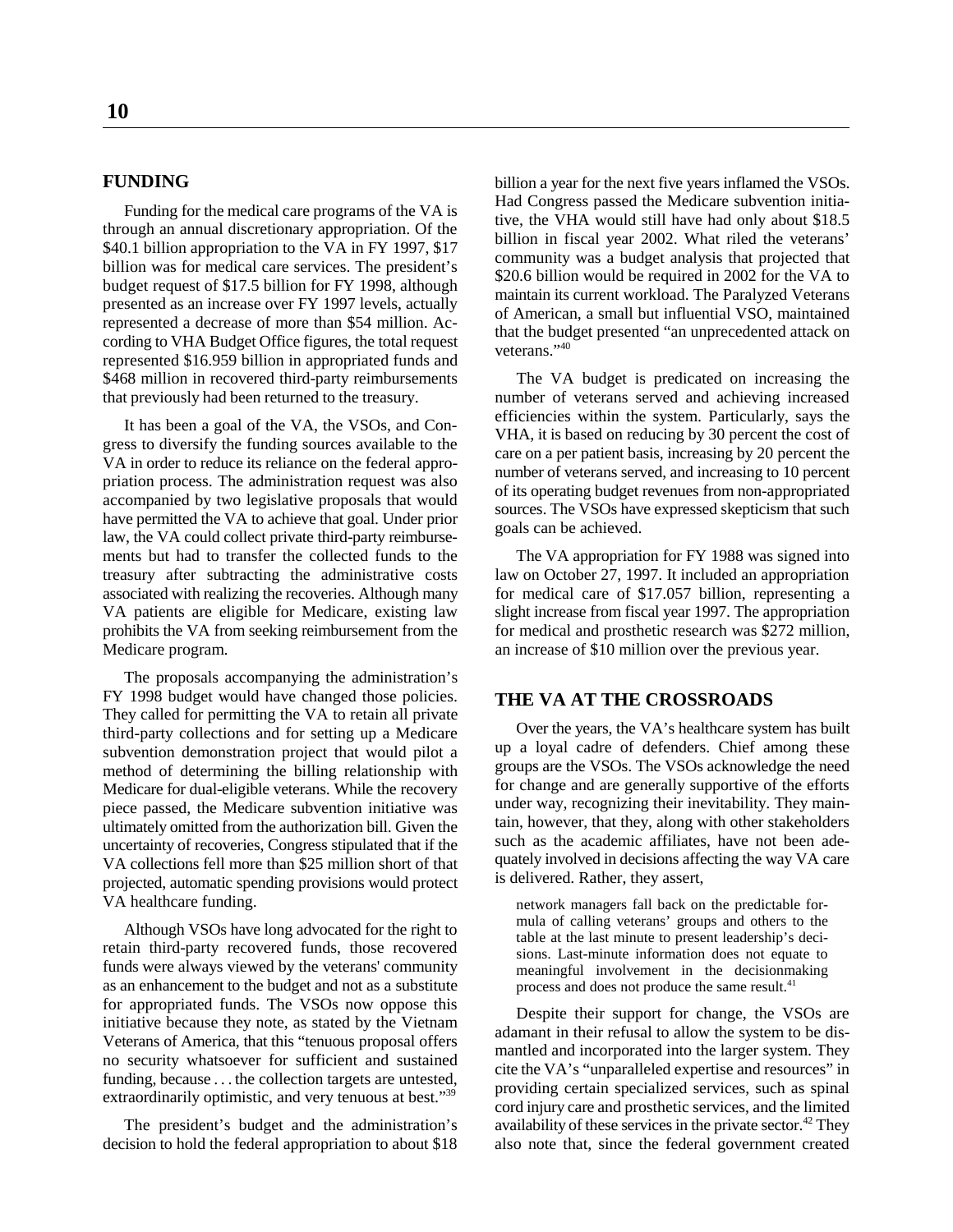## FUNDING

Funding for the medical care programs of the VA is through an annual discretionary appropriation. Of the $40.1 billion appropriation to the VA in FY 1997, $17 billion was for medical care services. The president's budget request of $17.5 billion for FY 1998, although presented as an increase over FY 1997 levels, actually represented a decrease of more than $54 million. According to VHA Budget Office figures, the total request represented $16.959 billion in appropriated funds and $468 million in recovered third-party reimbursements that previously had been returned to the treasury.

It has been a goal of the VA, the VSOs, and Congress to diversify the funding sources available to the VA in order to reduce its reliance on the federal appropriation process. The administration request was also accompanied by two legislative proposals that would have permitted the VA to achieve that goal. Under prior law, the VA could collect private third-party reimbursements but had to transfer the collected funds to the treasury after subtracting the administrative costs associated with realizing the recoveries. Although many VA patients are eligible for Medicare, existing law prohibits the VA from seeking reimbursement from the Medicare program.

The proposals accompanying the administration's FY 1998 budget would have changed those policies. They called for permitting the VA to retain all private third-party collections and for setting up a Medicare subvention demonstration project that would pilot a method of determining the billing relationship with Medicare for dual-eligible veterans. While the recovery piece passed, the Medicare subvention initiative was ultimately omitted from the authorization bill. Given the uncertainty of recoveries, Congress stipulated that if the VA collections fell more than $25 million short of that projected, automatic spending provisions would protect VA healthcare funding.

Although VSOs have long advocated for the right to retain third-party recovered funds, those recovered funds were always viewed by the veterans' community as an enhancement to the budget and not as a substitute for appropriated funds. The VSOs now oppose this initiative because they note, as stated by the Vietnam Veterans of America, that this "tenuous proposal offers no security whatsoever for sufficient and sustained funding, because . . . the collection targets are untested, extraordinarily optimistic, and very tenuous at best."[39]

The president's budget and the administration's decision to hold the federal appropriation to about $18 billion a year for the next five years inflamed the VSOs. Had Congress passed the Medicare subvention initiative, the VHA would still have had only about $18.5 billion in fiscal year 2002. What riled the veterans' community was a budget analysis that projected that $20.6 billion would be required in 2002 for the VA to maintain its current workload. The Paralyzed Veterans of American, a small but influential VSO, maintained that the budget presented "an unprecedented attack on veterans."[40]

The VA budget is predicated on increasing the number of veterans served and achieving increased efficiencies within the system. Particularly, says the VHA, it is based on reducing by 30 percent the cost of care on a per patient basis, increasing by 20 percent the number of veterans served, and increasing to 10 percent of its operating budget revenues from non-appropriated sources. The VSOs have expressed skepticism that such goals can be achieved.

The VA appropriation for FY 1988 was signed into law on October 27, 1997. It included an appropriation for medical care of $17.057 billion, representing a slight increase from fiscal year 1997. The appropriation for medical and prosthetic research was $272 million, an increase of $10 million over the previous year.

## THE VA AT THE CROSSROADS

Over the years, the VA's healthcare system has built up a loyal cadre of defenders. Chief among these groups are the VSOs. The VSOs acknowledge the need for change and are generally supportive of the efforts under way, recognizing their inevitability. They maintain, however, that they, along with other stakeholders such as the academic affiliates, have not been adequately involved in decisions affecting the way VA care is delivered. Rather, they assert,

> network managers fall back on the predictable formula of calling veterans' groups and others to the table at the last minute to present leadership's decisions. Last-minute information does not equate to meaningful involvement in the decisionmaking process and does not produce the same result.[41]

Despite their support for change, the VSOs are adamant in their refusal to allow the system to be dismantled and incorporated into the larger system. They cite the VA's "unparalleled expertise and resources" in providing certain specialized services, such as spinal cord injury care and prosthetic services, and the limited availability of these services in the private sector.[42] They also note that, since the federal government created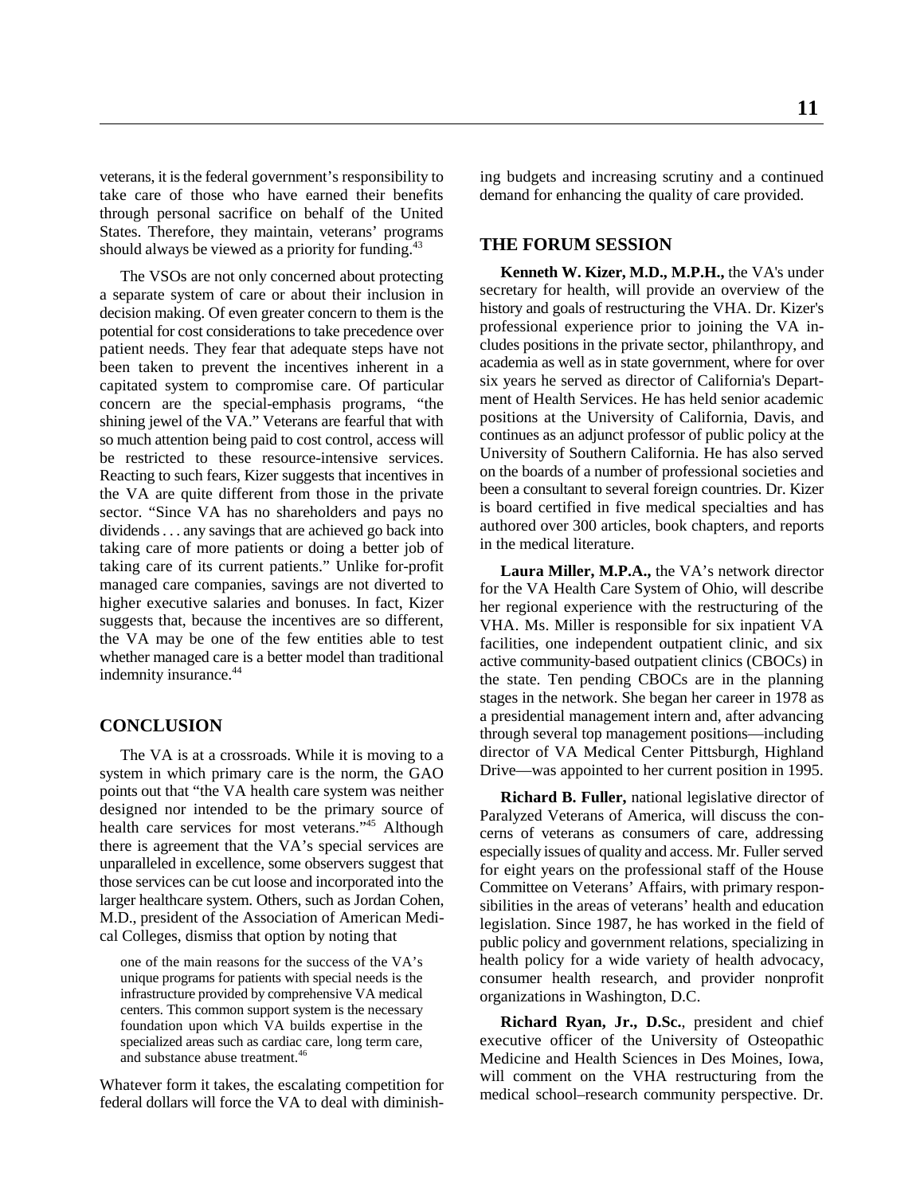veterans, it is the federal government's responsibility to take care of those who have earned their benefits through personal sacrifice on behalf of the United States. Therefore, they maintain, veterans' programs should always be viewed as a priority for funding.[43]

The VSOs are not only concerned about protecting a separate system of care or about their inclusion in decision making. Of even greater concern to them is the potential for cost considerations to take precedence over patient needs. They fear that adequate steps have not been taken to prevent the incentives inherent in a capitated system to compromise care. Of particular concern are the special-emphasis programs, "the shining jewel of the VA." Veterans are fearful that with so much attention being paid to cost control, access will be restricted to these resource-intensive services. Reacting to such fears, Kizer suggests that incentives in the VA are quite different from those in the private sector. "Since VA has no shareholders and pays no dividends . . . any savings that are achieved go back into taking care of more patients or doing a better job of taking care of its current patients." Unlike for-profit managed care companies, savings are not diverted to higher executive salaries and bonuses. In fact, Kizer suggests that, because the incentives are so different, the VA may be one of the few entities able to test whether managed care is a better model than traditional indemnity insurance.[44]

## CONCLUSION

The VA is at a crossroads. While it is moving to a system in which primary care is the norm, the GAO points out that "the VA health care system was neither designed nor intended to be the primary source of health care services for most veterans."[45] Although there is agreement that the VA's special services are unparalleled in excellence, some observers suggest that those services can be cut loose and incorporated into the larger healthcare system. Others, such as Jordan Cohen, M.D., president of the Association of American Medical Colleges, dismiss that option by noting that

> one of the main reasons for the success of the VA's unique programs for patients with special needs is the infrastructure provided by comprehensive VA medical centers. This common support system is the necessary foundation upon which VA builds expertise in the specialized areas such as cardiac care, long term care, and substance abuse treatment.[46]

Whatever form it takes, the escalating competition for federal dollars will force the VA to deal with diminishing budgets and increasing scrutiny and a continued demand for enhancing the quality of care provided.

## THE FORUM SESSION

**Kenneth W. Kizer, M.D., M.P.H.,** the VA's under secretary for health, will provide an overview of the history and goals of restructuring the VHA. Dr. Kizer's professional experience prior to joining the VA includes positions in the private sector, philanthropy, and academia as well as in state government, where for over six years he served as director of California's Department of Health Services. He has held senior academic positions at the University of California, Davis, and continues as an adjunct professor of public policy at the University of Southern California. He has also served on the boards of a number of professional societies and been a consultant to several foreign countries. Dr. Kizer is board certified in five medical specialties and has authored over 300 articles, book chapters, and reports in the medical literature.

**Laura Miller, M.P.A.,** the VA's network director for the VA Health Care System of Ohio, will describe her regional experience with the restructuring of the VHA. Ms. Miller is responsible for six inpatient VA facilities, one independent outpatient clinic, and six active community-based outpatient clinics (CBOCs) in the state. Ten pending CBOCs are in the planning stages in the network. She began her career in 1978 as a presidential management intern and, after advancing through several top management positions—including director of VA Medical Center Pittsburgh, Highland Drive—was appointed to her current position in 1995.

**Richard B. Fuller,** national legislative director of Paralyzed Veterans of America, will discuss the concerns of veterans as consumers of care, addressing especially issues of quality and access. Mr. Fuller served for eight years on the professional staff of the House Committee on Veterans' Affairs, with primary responsibilities in the areas of veterans' health and education legislation. Since 1987, he has worked in the field of public policy and government relations, specializing in health policy for a wide variety of health advocacy, consumer health research, and provider nonprofit organizations in Washington, D.C.

**Richard Ryan, Jr., D.Sc.**, president and chief executive officer of the University of Osteopathic Medicine and Health Sciences in Des Moines, Iowa, will comment on the VHA restructuring from the medical school–research community perspective. Dr.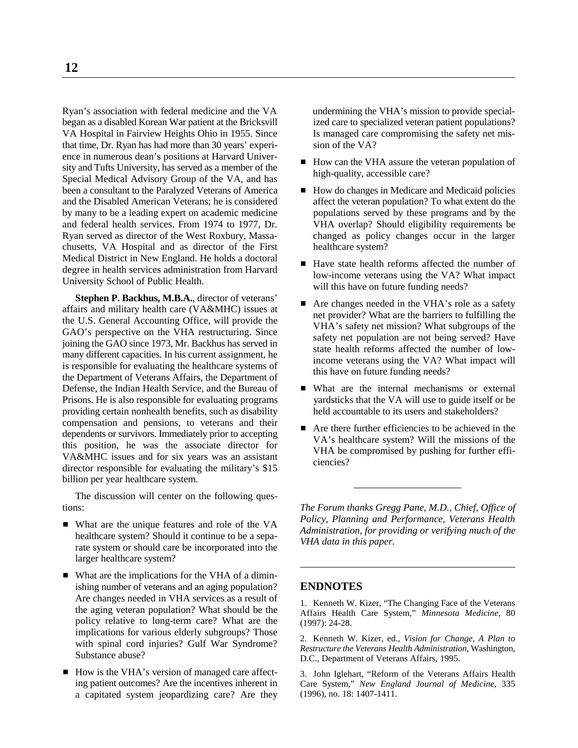Ryan's association with federal medicine and the VA began as a disabled Korean War patient at the Bricksvill VA Hospital in Fairview Heights Ohio in 1955. Since that time, Dr. Ryan has had more than 30 years' experience in numerous dean's positions at Harvard University and Tufts University, has served as a member of the Special Medical Advisory Group of the VA, and has been a consultant to the Paralyzed Veterans of America and the Disabled American Veterans; he is considered by many to be a leading expert on academic medicine and federal health services. From 1974 to 1977, Dr. Ryan served as director of the West Roxbury, Massachusetts, VA Hospital and as director of the First Medical District in New England. He holds a doctoral degree in health services administration from Harvard University School of Public Health.

**Stephen P. Backhus, M.B.A.**, director of veterans' affairs and military health care (VA&MHC) issues at the U.S. General Accounting Office, will provide the GAO's perspective on the VHA restructuring. Since joining the GAO since 1973, Mr. Backhus has served in many different capacities. In his current assignment, he is responsible for evaluating the healthcare systems of the Department of Veterans Affairs, the Department of Defense, the Indian Health Service, and the Bureau of Prisons. He is also responsible for evaluating programs providing certain nonhealth benefits, such as disability compensation and pensions, to veterans and their dependents or survivors. Immediately prior to accepting this position, he was the associate director for VA&MHC issues and for six years was an assistant director responsible for evaluating the military's $15 billion per year healthcare system.

The discussion will center on the following questions:

- What are the unique features and role of the VA healthcare system? Should it continue to be a separate system or should care be incorporated into the larger healthcare system?
- What are the implications for the VHA of a diminishing number of veterans and an aging population? Are changes needed in VHA services as a result of the aging veteran population? What should be the policy relative to long-term care? What are the implications for various elderly subgroups? Those with spinal cord injuries? Gulf War Syndrome? Substance abuse?
- How is the VHA's version of managed care affecting patient outcomes? Are the incentives inherent in a capitated system jeopardizing care? Are they undermining the VHA's mission to provide specialized care to specialized veteran patient populations? Is managed care compromising the safety net mission of the VA?
- How can the VHA assure the veteran population of high-quality, accessible care?
- How do changes in Medicare and Medicaid policies affect the veteran population? To what extent do the populations served by these programs and by the VHA overlap? Should eligibility requirements be changed as policy changes occur in the larger healthcare system?
- Have state health reforms affected the number of low-income veterans using the VA? What impact will this have on future funding needs?
- Are changes needed in the VHA's role as a safety net provider? What are the barriers to fulfilling the VHA's safety net mission? What subgroups of the safety net population are not being served? Have state health reforms affected the number of low-income veterans using the VA? What impact will this have on future funding needs?
- What are the internal mechanisms or external yardsticks that the VA will use to guide itself or be held accountable to its users and stakeholders?
- Are there further efficiencies to be achieved in the VA's healthcare system? Will the missions of the VHA be compromised by pushing for further efficiencies?

---

*The Forum thanks Gregg Pane, M.D., Chief, Office of Policy, Planning and Performance, Veterans Health Administration, for providing or verifying much of the VHA data in this paper.*

---

## ENDNOTES

1. Kenneth W. Kizer, "The Changing Face of the Veterans Affairs Health Care System," *Minnesota Medicine,* 80 (1997): 24-28.

2. Kenneth W. Kizer, ed., *Vision for Change, A Plan to Restructure the Veterans Health Administration,* Washington, D.C., Department of Veterans Affairs, 1995.

3. John Iglehart, "Reform of the Veterans Affairs Health Care System," *New England Journal of Medicine,* 335 (1996), no. 18: 1407-1411.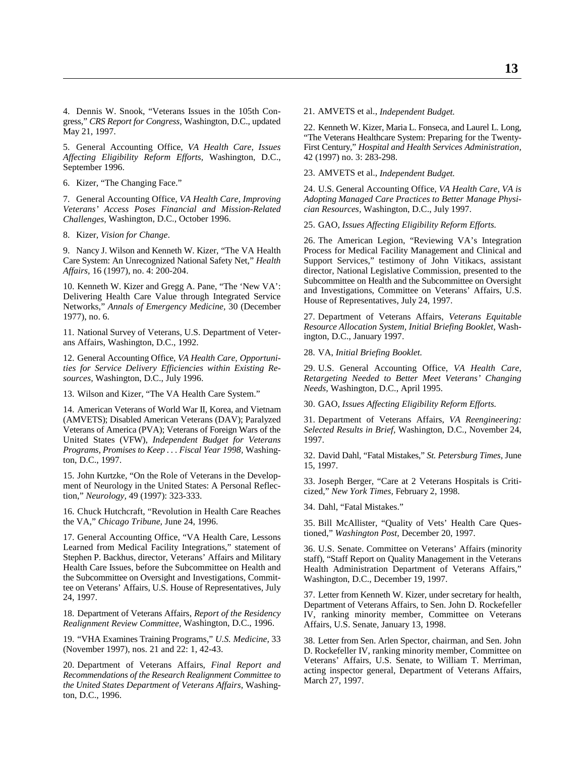4. Dennis W. Snook, "Veterans Issues in the 105th Congress," *CRS Report for Congress,* Washington, D.C., updated May 21, 1997.

5. General Accounting Office, *VA Health Care, Issues Affecting Eligibility Reform Efforts,* Washington, D.C., September 1996.

6. Kizer, "The Changing Face."

7. General Accounting Office, *VA Health Care, Improving Veterans' Access Poses Financial and Mission-Related Challenges,* Washington, D.C., October 1996.

8. Kizer, *Vision for Change*.

9. Nancy J. Wilson and Kenneth W. Kizer, "The VA Health Care System: An Unrecognized National Safety Net," *Health Affairs,* 16 (1997), no. 4: 200-204.

10. Kenneth W. Kizer and Gregg A. Pane, "The 'New VA': Delivering Health Care Value through Integrated Service Networks," *Annals of Emergency Medicine,* 30 (December 1977), no. 6.

11. National Survey of Veterans, U.S. Department of Veterans Affairs, Washington, D.C., 1992.

12. General Accounting Office, *VA Health Care, Opportunities for Service Delivery Efficiencies within Existing Resources,* Washington, D.C., July 1996.

13. Wilson and Kizer, "The VA Health Care System."

14. American Veterans of World War II, Korea, and Vietnam (AMVETS); Disabled American Veterans (DAV); Paralyzed Veterans of America (PVA); Veterans of Foreign Wars of the United States (VFW), *Independent Budget for Veterans Programs, Promises to Keep . . . Fiscal Year 1998,* Washington, D.C., 1997.

15. John Kurtzke, "On the Role of Veterans in the Development of Neurology in the United States: A Personal Reflection," *Neurology,* 49 (1997): 323-333.

16. Chuck Hutchcraft, "Revolution in Health Care Reaches the VA," *Chicago Tribune,* June 24, 1996.

17. General Accounting Office, "VA Health Care, Lessons Learned from Medical Facility Integrations," statement of Stephen P. Backhus, director, Veterans' Affairs and Military Health Care Issues, before the Subcommittee on Health and the Subcommittee on Oversight and Investigations, Committee on Veterans' Affairs, U.S. House of Representatives, July 24, 1997.

18. Department of Veterans Affairs, *Report of the Residency Realignment Review Committee,* Washington, D.C., 1996.

19. "VHA Examines Training Programs," *U.S. Medicine,* 33 (November 1997), nos. 21 and 22: 1, 42-43.

20. Department of Veterans Affairs, *Final Report and Recommendations of the Research Realignment Committee to the United States Department of Veterans Affairs,* Washington, D.C., 1996.

21. AMVETS et al., *Independent Budget.*

22. Kenneth W. Kizer, Maria L. Fonseca, and Laurel L. Long, "The Veterans Healthcare System: Preparing for the Twenty-First Century," *Hospital and Health Services Administration,* 42 (1997) no. 3: 283-298.

23. AMVETS et al., *Independent Budget.*

24. U.S. General Accounting Office, *VA Health Care, VA is Adopting Managed Care Practices to Better Manage Physician Resources,* Washington, D.C., July 1997.

25. GAO, *Issues Affecting Eligibility Reform Efforts.*

26. The American Legion, "Reviewing VA's Integration Process for Medical Facility Management and Clinical and Support Services," testimony of John Vitikacs, assistant director, National Legislative Commission, presented to the Subcommittee on Health and the Subcommittee on Oversight and Investigations, Committee on Veterans' Affairs, U.S. House of Representatives, July 24, 1997.

27. Department of Veterans Affairs, *Veterans Equitable Resource Allocation System, Initial Briefing Booklet,* Washington, D.C., January 1997.

28. VA, *Initial Briefing Booklet.*

29. U.S. General Accounting Office, *VA Health Care, Retargeting Needed to Better Meet Veterans' Changing Needs,* Washington, D.C., April 1995.

30. GAO, *Issues Affecting Eligibility Reform Efforts.*

31. Department of Veterans Affairs, *VA Reengineering: Selected Results in Brief,* Washington, D.C., November 24, 1997.

32. David Dahl, "Fatal Mistakes," *St. Petersburg Times,* June 15, 1997.

33. Joseph Berger, "Care at 2 Veterans Hospitals is Criticized," *New York Times,* February 2, 1998.

34. Dahl, "Fatal Mistakes."

35. Bill McAllister, "Quality of Vets' Health Care Questioned," *Washington Post,* December 20, 1997.

36. U.S. Senate. Committee on Veterans' Affairs (minority staff), "Staff Report on Quality Management in the Veterans Health Administration Department of Veterans Affairs," Washington, D.C., December 19, 1997.

37. Letter from Kenneth W. Kizer, under secretary for health, Department of Veterans Affairs, to Sen. John D. Rockefeller IV, ranking minority member, Committee on Veterans Affairs, U.S. Senate, January 13, 1998.

38. Letter from Sen. Arlen Spector, chairman, and Sen. John D. Rockefeller IV, ranking minority member, Committee on Veterans' Affairs, U.S. Senate, to William T. Merriman, acting inspector general, Department of Veterans Affairs, March 27, 1997.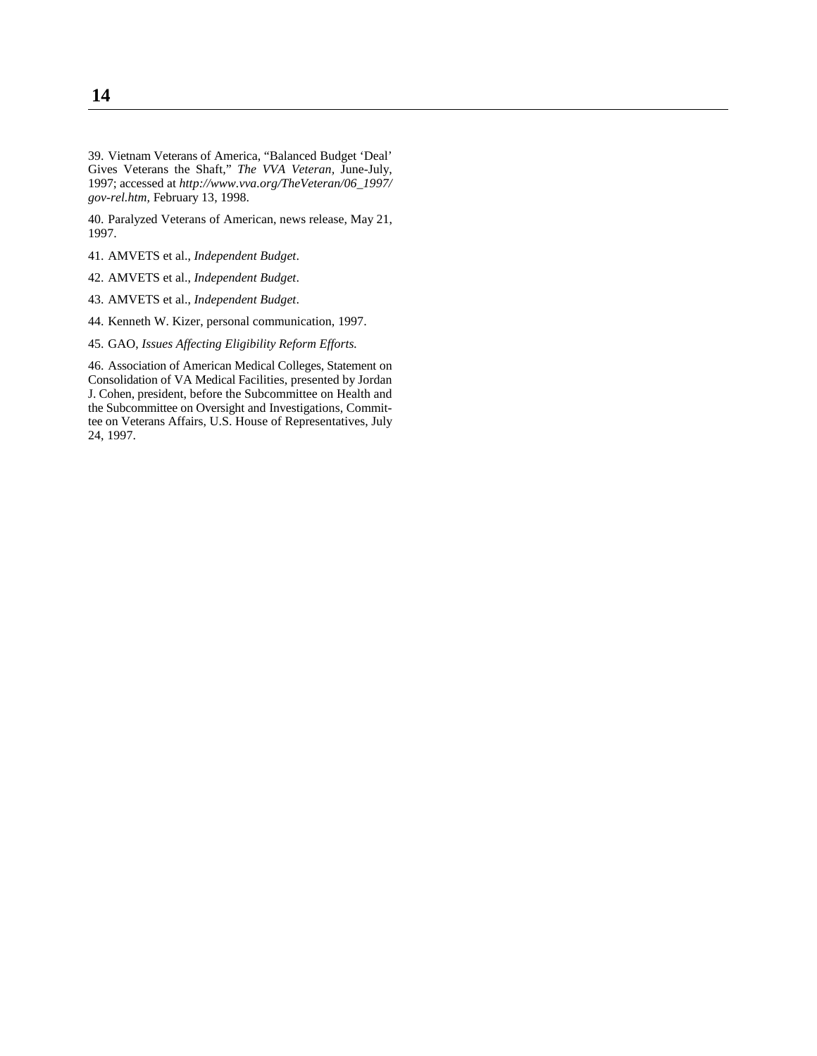39. Vietnam Veterans of America, "Balanced Budget 'Deal' Gives Veterans the Shaft," *The VVA Veteran,* June-July, 1997; accessed at *http://www.vva.org/TheVeteran/06_1997/gov-rel.htm,* February 13, 1998.

40. Paralyzed Veterans of American, news release, May 21, 1997.

41. AMVETS et al., *Independent Budget*.

42. AMVETS et al., *Independent Budget*.

43. AMVETS et al., *Independent Budget*.

44. Kenneth W. Kizer, personal communication, 1997.

45. GAO, *Issues Affecting Eligibility Reform Efforts.*

46. Association of American Medical Colleges, Statement on Consolidation of VA Medical Facilities, presented by Jordan J. Cohen, president, before the Subcommittee on Health and the Subcommittee on Oversight and Investigations, Committee on Veterans Affairs, U.S. House of Representatives, July 24, 1997.